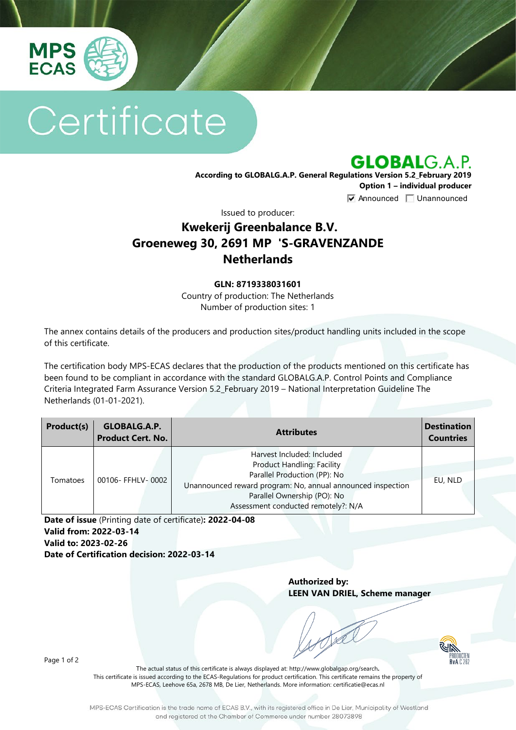MPS ECAS

# Certificate

GLOBALG.A.P.

**According to GLOBALG.A.P. General Regulations Version 5.2_February 2019**
**Option 1 – individual producer**
☑ Announced ☐ Unannounced

Issued to producer:

## Kwekerij Greenbalance B.V.
## Groeneweg 30, 2691 MP 'S-GRAVENZANDE
## Netherlands

**GLN: 8719338031601**
Country of production: The Netherlands
Number of production sites: 1

The annex contains details of the producers and production sites/product handling units included in the scope of this certificate.

The certification body MPS-ECAS declares that the production of the products mentioned on this certificate has been found to be compliant in accordance with the standard GLOBALG.A.P. Control Points and Compliance Criteria Integrated Farm Assurance Version 5.2_February 2019 – National Interpretation Guideline The Netherlands (01-01-2021).

| Product(s) | GLOBALG.A.P. Product Cert. No. | Attributes | Destination Countries |
|---|---|---|---|
| Tomatoes | 00106- FFHLV- 0002 | Harvest Included: Included<br>Product Handling: Facility<br>Parallel Production (PP): No<br>Unannounced reward program: No, annual announced inspection<br>Parallel Ownership (PO): No<br>Assessment conducted remotely?: N/A | EU, NLD |

**Date of issue** (Printing date of certificate)**: 2022-04-08**
**Valid from: 2022-03-14**
**Valid to: 2023-02-26**
**Date of Certification decision: 2022-03-14**

**Authorized by:**
**LEEN VAN DRIEL, Scheme manager**

The actual status of this certificate is always displayed at: http://www.globalgap.org/search.
This certificate is issued according to the ECAS-Regulations for product certification. This certificate remains the property of MPS-ECAS, Leehove 65a, 2678 MB, De Lier, Netherlands. More information: certificatie@ecas.nl

MPS-ECAS Certification is the trade name of ECAS B.V., with its registered office in De Lier, Municipality of Westland and registered at the Chamber of Commerce under number 28073898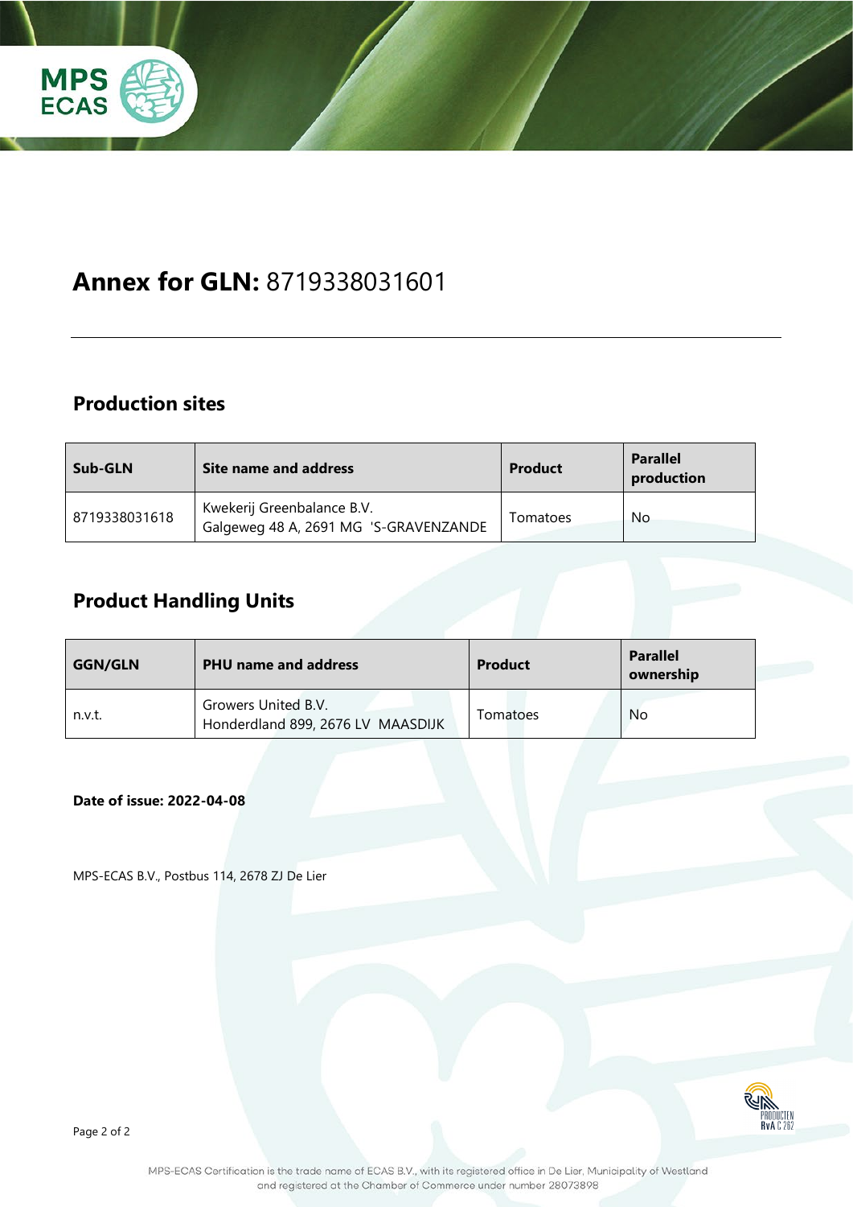# **Annex for GLN:** 8719338031601

## Production sites

| Sub-GLN | Site name and address | Product | Parallel production |
|---|---|---|---|
| 8719338031618 | Kwekerij Greenbalance B.V.<br>Galgeweg 48 A, 2691 MG 'S-GRAVENZANDE | Tomatoes | No |

## Product Handling Units

| GGN/GLN | PHU name and address | Product | Parallel ownership |
|---|---|---|---|
| n.v.t. | Growers United B.V.<br>Honderdland 899, 2676 LV MAASDIJK | Tomatoes | No |

**Date of issue: 2022-04-08**

MPS-ECAS B.V., Postbus 114, 2678 ZJ De Lier

MPS-ECAS Certification is the trade name of ECAS B.V., with its registered office in De Lier, Municipality of Westland and registered at the Chamber of Commerce under number 28073898